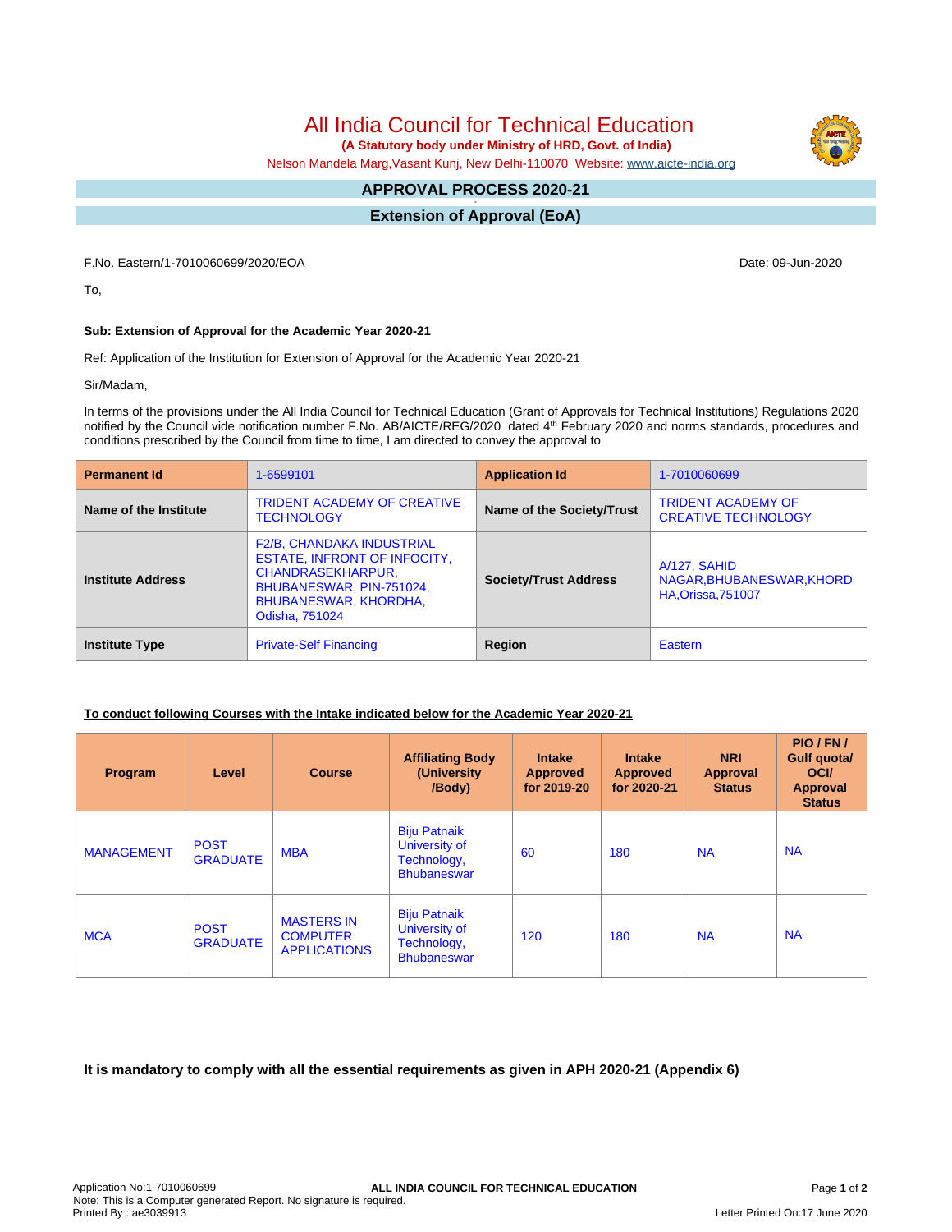# All India Council for Technical Education

**(A Statutory body under Ministry of HRD, Govt. of India)**

Nelson Mandela Marg,Vasant Kunj, New Delhi-110070 Website: www.aicte-india.org

## APPROVAL PROCESS 2020-21

## Extension of Approval (EoA)

F.No. Eastern/1-7010060699/2020/EOA

Date: 09-Jun-2020

To,

**Sub: Extension of Approval for the Academic Year 2020-21**

Ref: Application of the Institution for Extension of Approval for the Academic Year 2020-21

Sir/Madam,

In terms of the provisions under the All India Council for Technical Education (Grant of Approvals for Technical Institutions) Regulations 2020 notified by the Council vide notification number F.No. AB/AICTE/REG/2020 dated 4th February 2020 and norms standards, procedures and conditions prescribed by the Council from time to time, I am directed to convey the approval to

| **Permanent Id** | 1-6599101 | **Application Id** | 1-7010060699 |
|---|---|---|---|
| **Name of the Institute** | TRIDENT ACADEMY OF CREATIVE TECHNOLOGY | **Name of the Society/Trust** | TRIDENT ACADEMY OF CREATIVE TECHNOLOGY |
| **Institute Address** | F2/B, CHANDAKA INDUSTRIAL ESTATE, INFRONT OF INFOCITY, CHANDRASEKHARPUR, BHUBANESWAR, PIN-751024, BHUBANESWAR, KHORDHA, Odisha, 751024 | **Society/Trust Address** | A/127, SAHID NAGAR,BHUBANESWAR,KHORDHA,Orissa,751007 |
| **Institute Type** | Private-Self Financing | **Region** | Eastern |

**To conduct following Courses with the Intake indicated below for the Academic Year 2020-21**

| Program | Level | Course | Affiliating Body (University /Body) | Intake Approved for 2019-20 | Intake Approved for 2020-21 | NRI Approval Status | PIO / FN / Gulf quota/ OCI/ Approval Status |
|---|---|---|---|---|---|---|---|
| MANAGEMENT | POST GRADUATE | MBA | Biju Patnaik University of Technology, Bhubaneswar | 60 | 180 | NA | NA |
| MCA | POST GRADUATE | MASTERS IN COMPUTER APPLICATIONS | Biju Patnaik University of Technology, Bhubaneswar | 120 | 180 | NA | NA |

**It is mandatory to comply with all the essential requirements as given in APH 2020-21 (Appendix 6)**

Application No:1-7010060699
Note: This is a Computer generated Report. No signature is required.
Printed By : ae3039913

Letter Printed On:17 June 2020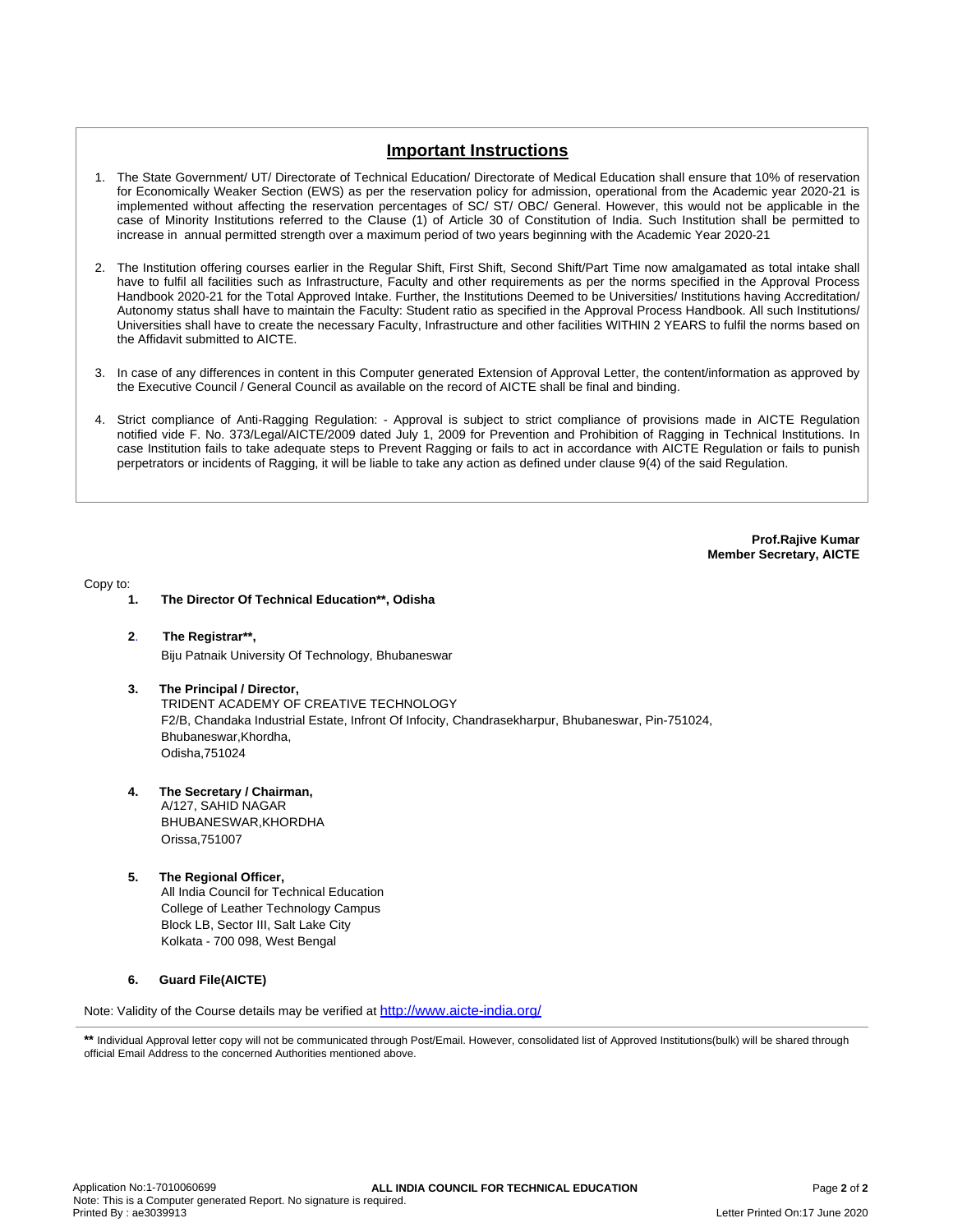## Important Instructions

1. The State Government/ UT/ Directorate of Technical Education/ Directorate of Medical Education shall ensure that 10% of reservation for Economically Weaker Section (EWS) as per the reservation policy for admission, operational from the Academic year 2020-21 is implemented without affecting the reservation percentages of SC/ ST/ OBC/ General. However, this would not be applicable in the case of Minority Institutions referred to the Clause (1) of Article 30 of Constitution of India. Such Institution shall be permitted to increase in annual permitted strength over a maximum period of two years beginning with the Academic Year 2020-21

2. The Institution offering courses earlier in the Regular Shift, First Shift, Second Shift/Part Time now amalgamated as total intake shall have to fulfil all facilities such as Infrastructure, Faculty and other requirements as per the norms specified in the Approval Process Handbook 2020-21 for the Total Approved Intake. Further, the Institutions Deemed to be Universities/ Institutions having Accreditation/ Autonomy status shall have to maintain the Faculty: Student ratio as specified in the Approval Process Handbook. All such Institutions/ Universities shall have to create the necessary Faculty, Infrastructure and other facilities WITHIN 2 YEARS to fulfil the norms based on the Affidavit submitted to AICTE.

3. In case of any differences in content in this Computer generated Extension of Approval Letter, the content/information as approved by the Executive Council / General Council as available on the record of AICTE shall be final and binding.

4. Strict compliance of Anti-Ragging Regulation: - Approval is subject to strict compliance of provisions made in AICTE Regulation notified vide F. No. 373/Legal/AICTE/2009 dated July 1, 2009 for Prevention and Prohibition of Ragging in Technical Institutions. In case Institution fails to take adequate steps to Prevent Ragging or fails to act in accordance with AICTE Regulation or fails to punish perpetrators or incidents of Ragging, it will be liable to take any action as defined under clause 9(4) of the said Regulation.

**Prof.Rajive Kumar**
**Member Secretary, AICTE**

Copy to:

1. **The Director Of Technical Education\*\*, Odisha**

2. **The Registrar\*\*,**
   Biju Patnaik University Of Technology, Bhubaneswar

3. **The Principal / Director,**
   TRIDENT ACADEMY OF CREATIVE TECHNOLOGY
   F2/B, Chandaka Industrial Estate, Infront Of Infocity, Chandrasekharpur, Bhubaneswar, Pin-751024,
   Bhubaneswar,Khordha,
   Odisha,751024

4. **The Secretary / Chairman,**
   A/127, SAHID NAGAR
   BHUBANESWAR,KHORDHA
   Orissa,751007

5. **The Regional Officer,**
   All India Council for Technical Education
   College of Leather Technology Campus
   Block LB, Sector III, Salt Lake City
   Kolkata - 700 098, West Bengal

6. **Guard File(AICTE)**

Note: Validity of the Course details may be verified at http://www.aicte-india.org/

**\*\*** Individual Approval letter copy will not be communicated through Post/Email. However, consolidated list of Approved Institutions(bulk) will be shared through official Email Address to the concerned Authorities mentioned above.

Application No:1-7010060699
Note: This is a Computer generated Report. No signature is required.
Printed By : ae3039913
ALL INDIA COUNCIL FOR TECHNICAL EDUCATION
Letter Printed On:17 June 2020